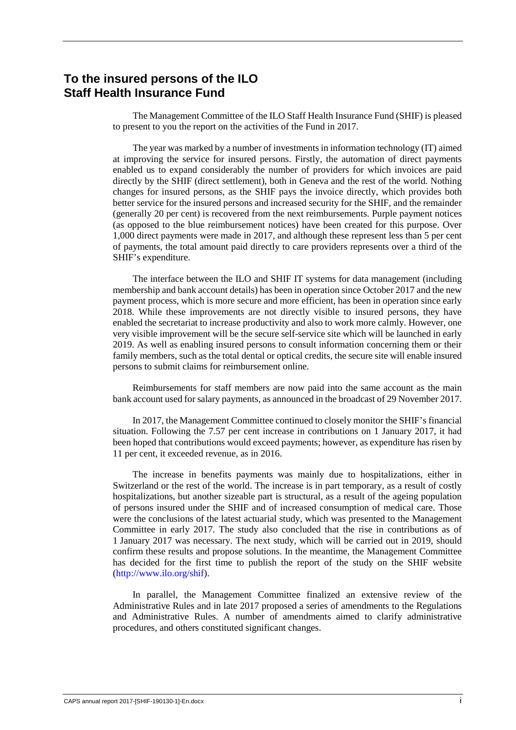## To the insured persons of the ILO Staff Health Insurance Fund

The Management Committee of the ILO Staff Health Insurance Fund (SHIF) is pleased to present to you the report on the activities of the Fund in 2017.

The year was marked by a number of investments in information technology (IT) aimed at improving the service for insured persons. Firstly, the automation of direct payments enabled us to expand considerably the number of providers for which invoices are paid directly by the SHIF (direct settlement), both in Geneva and the rest of the world. Nothing changes for insured persons, as the SHIF pays the invoice directly, which provides both better service for the insured persons and increased security for the SHIF, and the remainder (generally 20 per cent) is recovered from the next reimbursements. Purple payment notices (as opposed to the blue reimbursement notices) have been created for this purpose. Over 1,000 direct payments were made in 2017, and although these represent less than 5 per cent of payments, the total amount paid directly to care providers represents over a third of the SHIF's expenditure.

The interface between the ILO and SHIF IT systems for data management (including membership and bank account details) has been in operation since October 2017 and the new payment process, which is more secure and more efficient, has been in operation since early 2018. While these improvements are not directly visible to insured persons, they have enabled the secretariat to increase productivity and also to work more calmly. However, one very visible improvement will be the secure self-service site which will be launched in early 2019. As well as enabling insured persons to consult information concerning them or their family members, such as the total dental or optical credits, the secure site will enable insured persons to submit claims for reimbursement online.

Reimbursements for staff members are now paid into the same account as the main bank account used for salary payments, as announced in the broadcast of 29 November 2017.

In 2017, the Management Committee continued to closely monitor the SHIF's financial situation. Following the 7.57 per cent increase in contributions on 1 January 2017, it had been hoped that contributions would exceed payments; however, as expenditure has risen by 11 per cent, it exceeded revenue, as in 2016.

The increase in benefits payments was mainly due to hospitalizations, either in Switzerland or the rest of the world. The increase is in part temporary, as a result of costly hospitalizations, but another sizeable part is structural, as a result of the ageing population of persons insured under the SHIF and of increased consumption of medical care. Those were the conclusions of the latest actuarial study, which was presented to the Management Committee in early 2017. The study also concluded that the rise in contributions as of 1 January 2017 was necessary. The next study, which will be carried out in 2019, should confirm these results and propose solutions. In the meantime, the Management Committee has decided for the first time to publish the report of the study on the SHIF website (http://www.ilo.org/shif).

In parallel, the Management Committee finalized an extensive review of the Administrative Rules and in late 2017 proposed a series of amendments to the Regulations and Administrative Rules. A number of amendments aimed to clarify administrative procedures, and others constituted significant changes.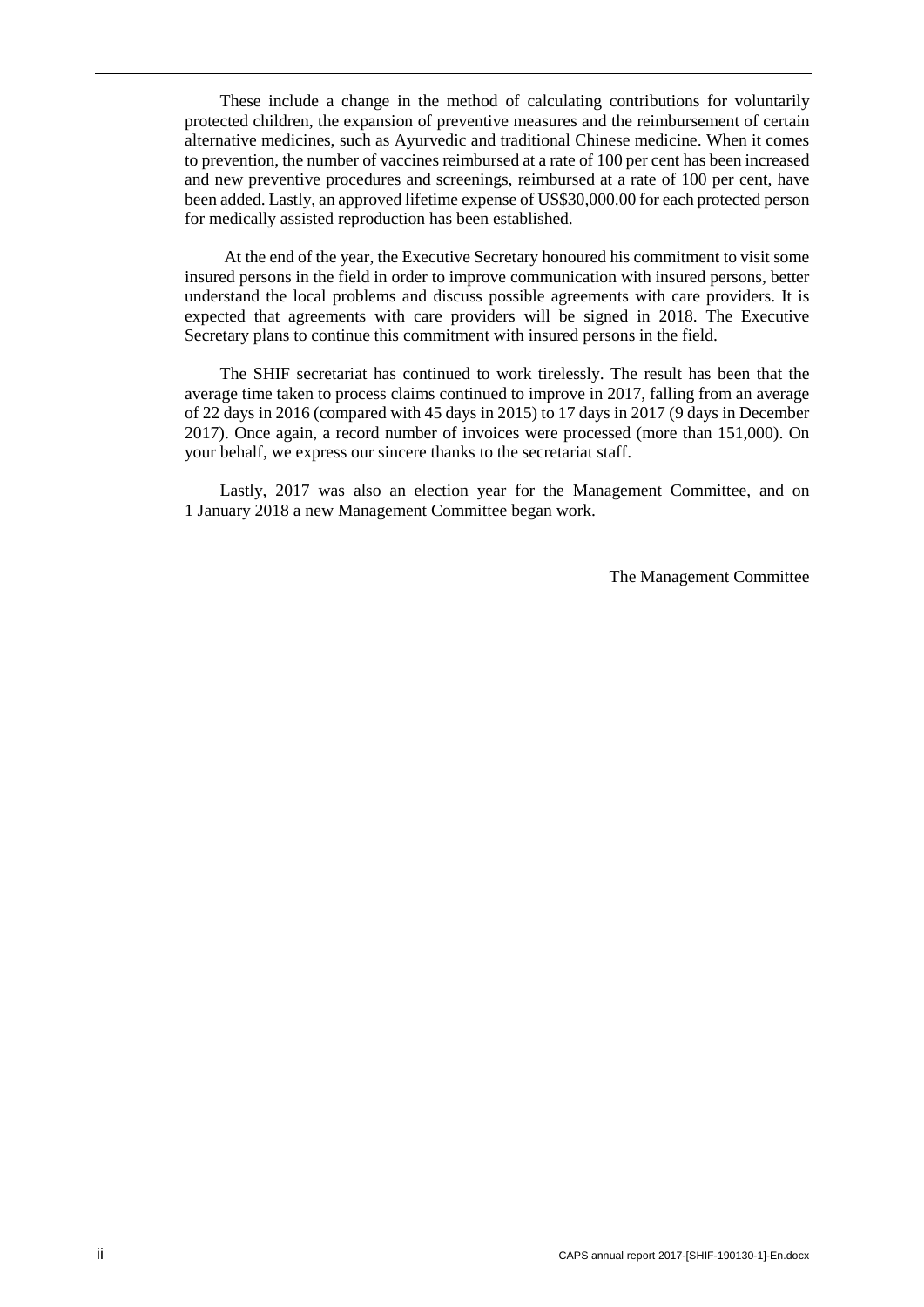These include a change in the method of calculating contributions for voluntarily protected children, the expansion of preventive measures and the reimbursement of certain alternative medicines, such as Ayurvedic and traditional Chinese medicine. When it comes to prevention, the number of vaccines reimbursed at a rate of 100 per cent has been increased and new preventive procedures and screenings, reimbursed at a rate of 100 per cent, have been added. Lastly, an approved lifetime expense of US$30,000.00 for each protected person for medically assisted reproduction has been established.

At the end of the year, the Executive Secretary honoured his commitment to visit some insured persons in the field in order to improve communication with insured persons, better understand the local problems and discuss possible agreements with care providers. It is expected that agreements with care providers will be signed in 2018. The Executive Secretary plans to continue this commitment with insured persons in the field.

The SHIF secretariat has continued to work tirelessly. The result has been that the average time taken to process claims continued to improve in 2017, falling from an average of 22 days in 2016 (compared with 45 days in 2015) to 17 days in 2017 (9 days in December 2017). Once again, a record number of invoices were processed (more than 151,000). On your behalf, we express our sincere thanks to the secretariat staff.

Lastly, 2017 was also an election year for the Management Committee, and on 1 January 2018 a new Management Committee began work.

The Management Committee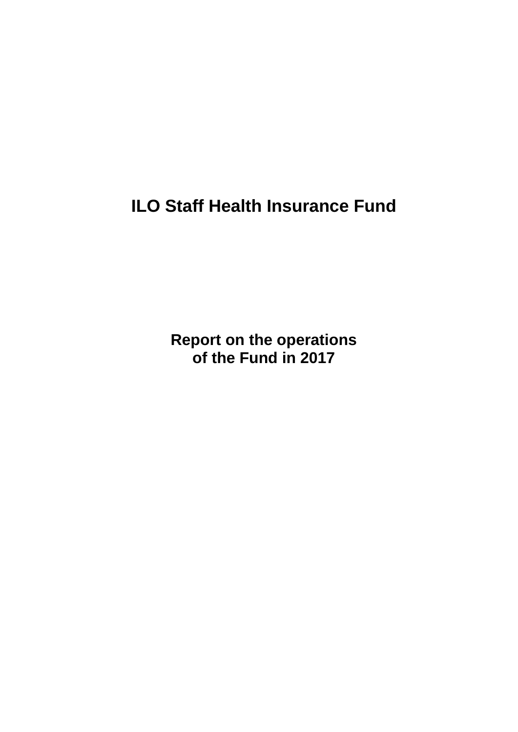# ILO Staff Health Insurance Fund

## Report on the operations of the Fund in 2017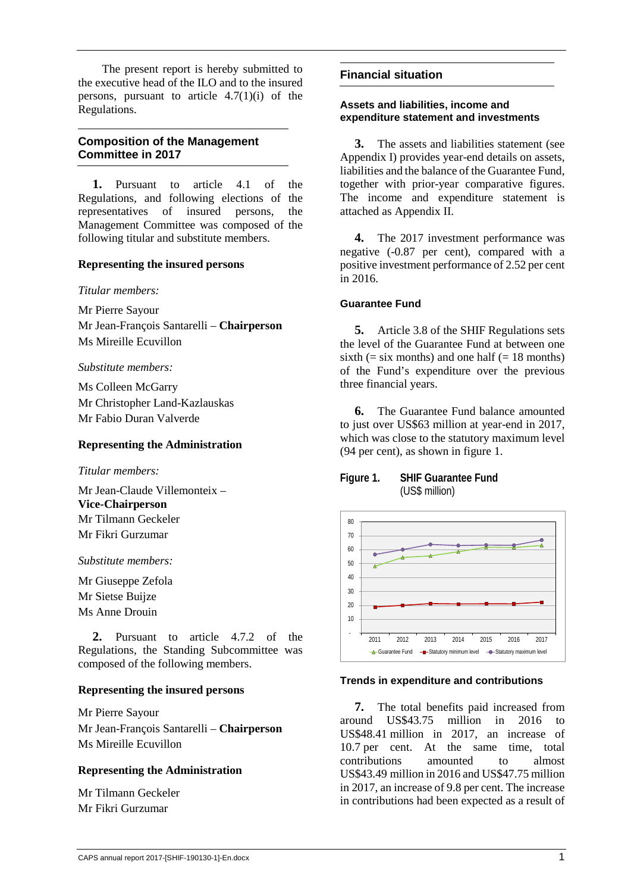The present report is hereby submitted to the executive head of the ILO and to the insured persons, pursuant to article 4.7(1)(i) of the Regulations.

## Composition of the Management Committee in 2017

**1.** Pursuant to article 4.1 of the Regulations, and following elections of the representatives of insured persons, the Management Committee was composed of the following titular and substitute members.

### Representing the insured persons

*Titular members:*

Mr Pierre Sayour
Mr Jean-François Santarelli – **Chairperson**
Ms Mireille Ecuvillon

*Substitute members:*

Ms Colleen McGarry
Mr Christopher Land-Kazlauskas
Mr Fabio Duran Valverde

### Representing the Administration

*Titular members:*

Mr Jean-Claude Villemonteix – **Vice-Chairperson**
Mr Tilmann Geckeler
Mr Fikri Gurzumar

*Substitute members:*

Mr Giuseppe Zefola
Mr Sietse Buijze
Ms Anne Drouin

**2.** Pursuant to article 4.7.2 of the Regulations, the Standing Subcommittee was composed of the following members.

### Representing the insured persons

Mr Pierre Sayour
Mr Jean-François Santarelli – **Chairperson**
Ms Mireille Ecuvillon

### Representing the Administration

Mr Tilmann Geckeler
Mr Fikri Gurzumar

## Financial situation

### Assets and liabilities, income and expenditure statement and investments

**3.** The assets and liabilities statement (see Appendix I) provides year-end details on assets, liabilities and the balance of the Guarantee Fund, together with prior-year comparative figures. The income and expenditure statement is attached as Appendix II.

**4.** The 2017 investment performance was negative (-0.87 per cent), compared with a positive investment performance of 2.52 per cent in 2016.

### Guarantee Fund

**5.** Article 3.8 of the SHIF Regulations sets the level of the Guarantee Fund at between one sixth (= six months) and one half (= 18 months) of the Fund's expenditure over the previous three financial years.

**6.** The Guarantee Fund balance amounted to just over US$63 million at year-end in 2017, which was close to the statutory maximum level (94 per cent), as shown in figure 1.

**Figure 1. SHIF Guarantee Fund**
(US$ million)

### Trends in expenditure and contributions

**7.** The total benefits paid increased from around US$43.75 million in 2016 to US$48.41 million in 2017, an increase of 10.7 per cent. At the same time, total contributions amounted to almost US$43.49 million in 2016 and US$47.75 million in 2017, an increase of 9.8 per cent. The increase in contributions had been expected as a result of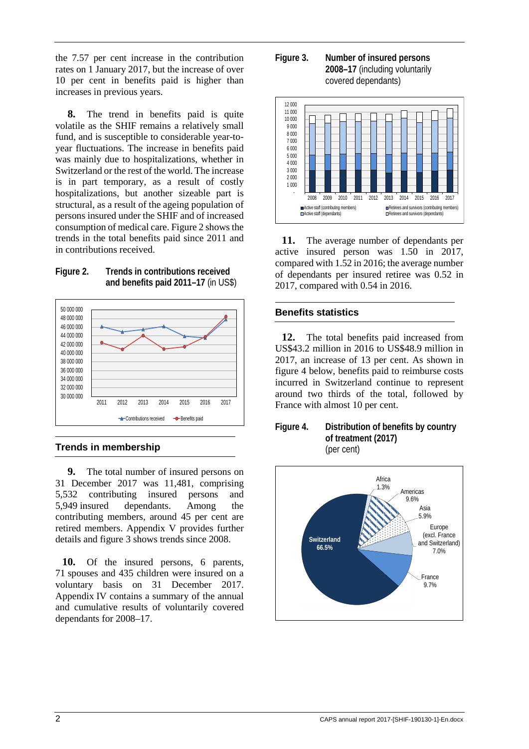the 7.57 per cent increase in the contribution rates on 1 January 2017, but the increase of over 10 per cent in benefits paid is higher than increases in previous years.

**8.** The trend in benefits paid is quite volatile as the SHIF remains a relatively small fund, and is susceptible to considerable year-to-year fluctuations. The increase in benefits paid was mainly due to hospitalizations, whether in Switzerland or the rest of the world. The increase is in part temporary, as a result of costly hospitalizations, but another sizeable part is structural, as a result of the ageing population of persons insured under the SHIF and of increased consumption of medical care. Figure 2 shows the trends in the total benefits paid since 2011 and in contributions received.

**Figure 2. Trends in contributions received and benefits paid 2011–17** (in US$)

## Trends in membership

**9.** The total number of insured persons on 31 December 2017 was 11,481, comprising 5,532 contributing insured persons and 5,949 insured dependants. Among the contributing members, around 45 per cent are retired members. Appendix V provides further details and figure 3 shows trends since 2008.

**10.** Of the insured persons, 6 parents, 71 spouses and 435 children were insured on a voluntary basis on 31 December 2017. Appendix IV contains a summary of the annual and cumulative results of voluntarily covered dependants for 2008–17.

**Figure 3. Number of insured persons 2008–17** (including voluntarily covered dependants)

**11.** The average number of dependants per active insured person was 1.50 in 2017, compared with 1.52 in 2016; the average number of dependants per insured retiree was 0.52 in 2017, compared with 0.54 in 2016.

## Benefits statistics

**12.** The total benefits paid increased from US$43.2 million in 2016 to US$48.9 million in 2017, an increase of 13 per cent. As shown in figure 4 below, benefits paid to reimburse costs incurred in Switzerland continue to represent around two thirds of the total, followed by France with almost 10 per cent.

**Figure 4. Distribution of benefits by country of treatment (2017)** (per cent)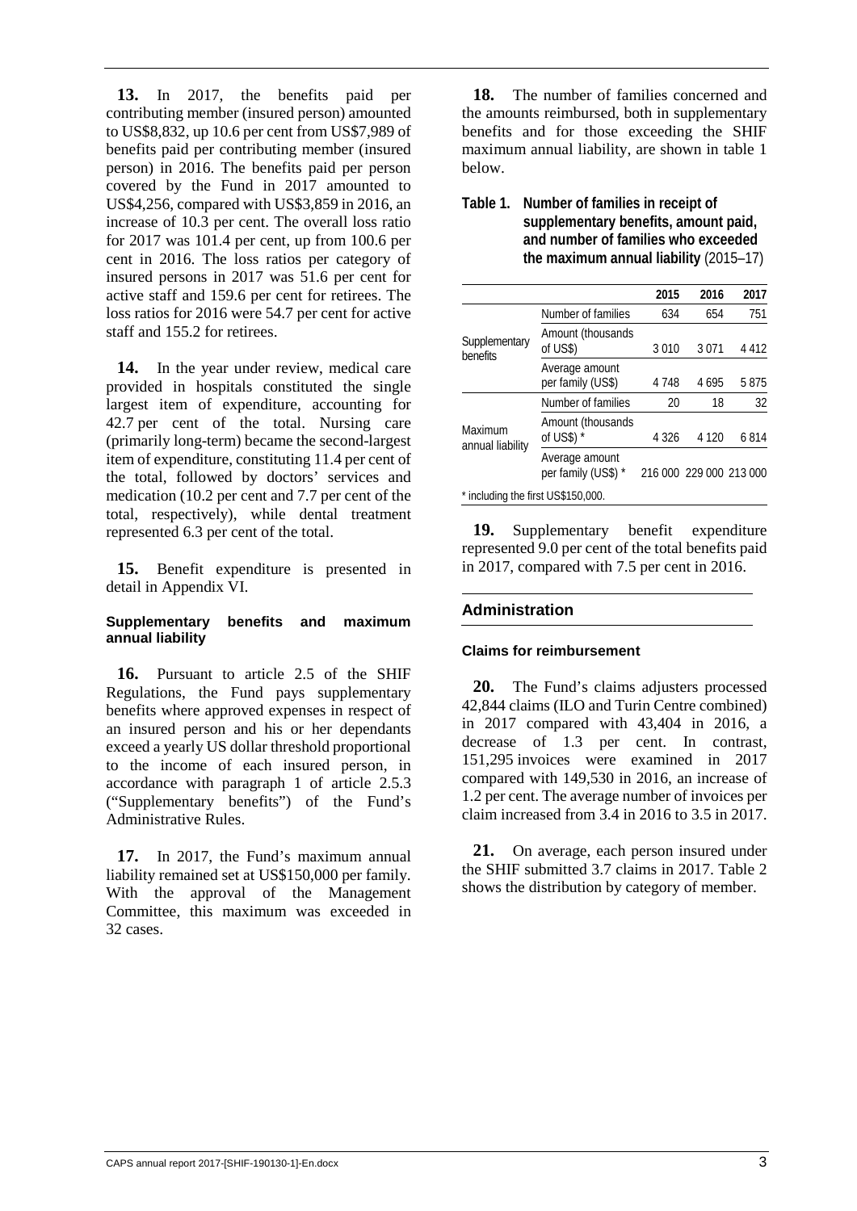**13.** In 2017, the benefits paid per contributing member (insured person) amounted to US$8,832, up 10.6 per cent from US$7,989 of benefits paid per contributing member (insured person) in 2016. The benefits paid per person covered by the Fund in 2017 amounted to US$4,256, compared with US$3,859 in 2016, an increase of 10.3 per cent. The overall loss ratio for 2017 was 101.4 per cent, up from 100.6 per cent in 2016. The loss ratios per category of insured persons in 2017 was 51.6 per cent for active staff and 159.6 per cent for retirees. The loss ratios for 2016 were 54.7 per cent for active staff and 155.2 for retirees.

**14.** In the year under review, medical care provided in hospitals constituted the single largest item of expenditure, accounting for 42.7 per cent of the total. Nursing care (primarily long-term) became the second-largest item of expenditure, constituting 11.4 per cent of the total, followed by doctors' services and medication (10.2 per cent and 7.7 per cent of the total, respectively), while dental treatment represented 6.3 per cent of the total.

**15.** Benefit expenditure is presented in detail in Appendix VI.

#### Supplementary benefits and maximum annual liability

**16.** Pursuant to article 2.5 of the SHIF Regulations, the Fund pays supplementary benefits where approved expenses in respect of an insured person and his or her dependants exceed a yearly US dollar threshold proportional to the income of each insured person, in accordance with paragraph 1 of article 2.5.3 ("Supplementary benefits") of the Fund's Administrative Rules.

**17.** In 2017, the Fund's maximum annual liability remained set at US$150,000 per family. With the approval of the Management Committee, this maximum was exceeded in 32 cases.

**18.** The number of families concerned and the amounts reimbursed, both in supplementary benefits and for those exceeding the SHIF maximum annual liability, are shown in table 1 below.

**Table 1. Number of families in receipt of supplementary benefits, amount paid, and number of families who exceeded the maximum annual liability** (2015–17)

| | | 2015 | 2016 | 2017 |
|---|---|---|---|---|
| Supplementary benefits | Number of families | 634 | 654 | 751 |
| | Amount (thousands of US$) | 3 010 | 3 071 | 4 412 |
| | Average amount per family (US$) | 4 748 | 4 695 | 5 875 |
| Maximum annual liability | Number of families | 20 | 18 | 32 |
| | Amount (thousands of US$) * | 4 326 | 4 120 | 6 814 |
| | Average amount per family (US$) * | 216 000 | 229 000 | 213 000 |

\* including the first US$150,000.

**19.** Supplementary benefit expenditure represented 9.0 per cent of the total benefits paid in 2017, compared with 7.5 per cent in 2016.

### Administration

#### Claims for reimbursement

**20.** The Fund's claims adjusters processed 42,844 claims (ILO and Turin Centre combined) in 2017 compared with 43,404 in 2016, a decrease of 1.3 per cent. In contrast, 151,295 invoices were examined in 2017 compared with 149,530 in 2016, an increase of 1.2 per cent. The average number of invoices per claim increased from 3.4 in 2016 to 3.5 in 2017.

**21.** On average, each person insured under the SHIF submitted 3.7 claims in 2017. Table 2 shows the distribution by category of member.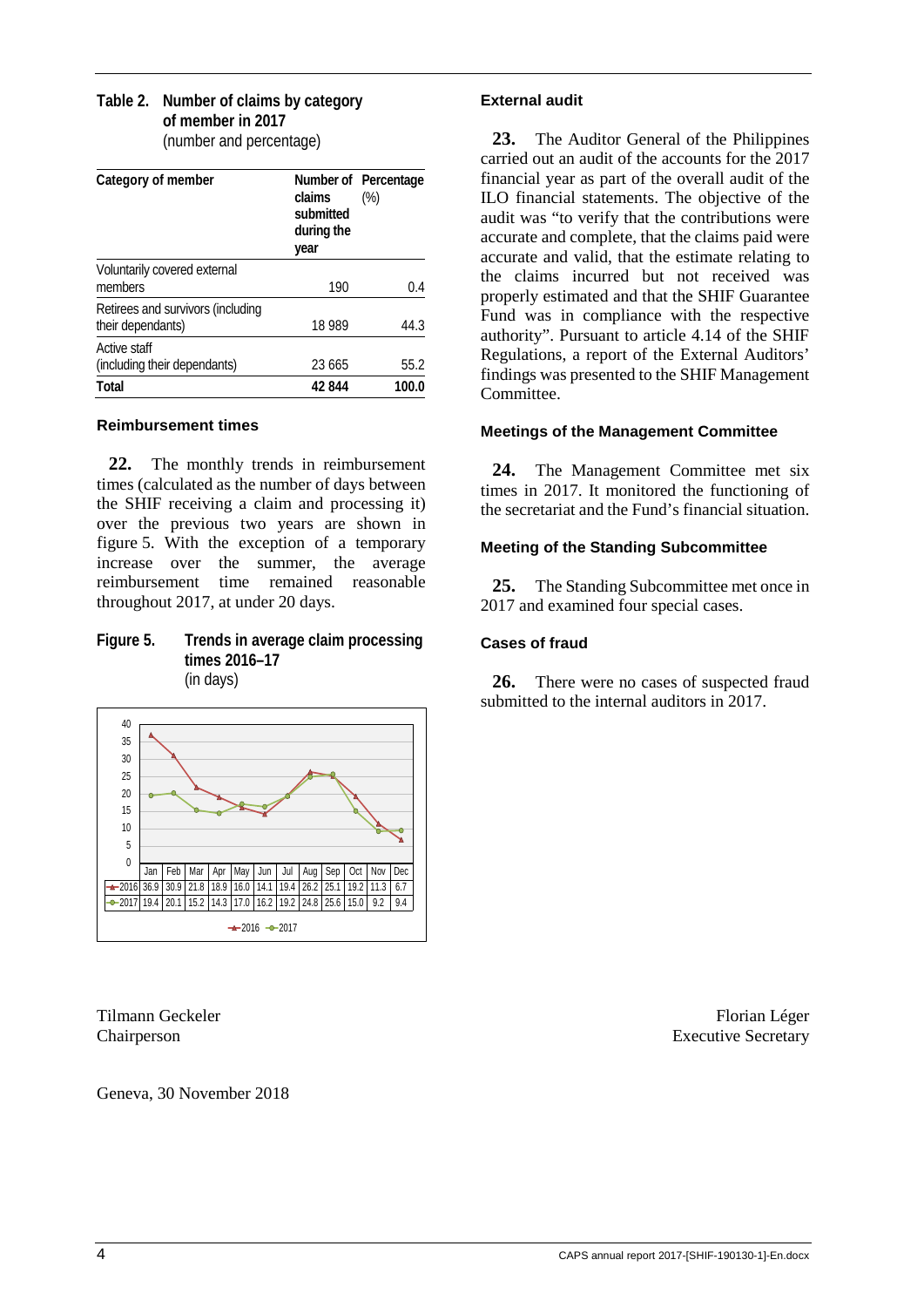**Table 2. Number of claims by category of member in 2017**
(number and percentage)

| Category of member | Number of claims submitted during the year | Percentage (%) |
|---|---|---|
| Voluntarily covered external members | 190 | 0.4 |
| Retirees and survivors (including their dependants) | 18 989 | 44.3 |
| Active staff (including their dependants) | 23 665 | 55.2 |
| **Total** | **42 844** | **100.0** |

### Reimbursement times

**22.** The monthly trends in reimbursement times (calculated as the number of days between the SHIF receiving a claim and processing it) over the previous two years are shown in figure 5. With the exception of a temporary increase over the summer, the average reimbursement time remained reasonable throughout 2017, at under 20 days.

**Figure 5. Trends in average claim processing times 2016–17**
(in days)

| | Jan | Feb | Mar | Apr | May | Jun | Jul | Aug | Sep | Oct | Nov | Dec |
|---|---|---|---|---|---|---|---|---|---|---|---|---|
| 2016 | 36.9 | 30.9 | 21.8 | 18.9 | 16.0 | 14.1 | 19.4 | 26.2 | 25.1 | 19.2 | 11.3 | 6.7 |
| 2017 | 19.4 | 20.1 | 15.2 | 14.3 | 17.0 | 16.2 | 19.2 | 24.8 | 25.6 | 15.0 | 9.2 | 9.4 |

### External audit

**23.** The Auditor General of the Philippines carried out an audit of the accounts for the 2017 financial year as part of the overall audit of the ILO financial statements. The objective of the audit was "to verify that the contributions were accurate and complete, that the claims paid were accurate and valid, that the estimate relating to the claims incurred but not received was properly estimated and that the SHIF Guarantee Fund was in compliance with the respective authority". Pursuant to article 4.14 of the SHIF Regulations, a report of the External Auditors' findings was presented to the SHIF Management Committee.

### Meetings of the Management Committee

**24.** The Management Committee met six times in 2017. It monitored the functioning of the secretariat and the Fund's financial situation.

### Meeting of the Standing Subcommittee

**25.** The Standing Subcommittee met once in 2017 and examined four special cases.

### Cases of fraud

**26.** There were no cases of suspected fraud submitted to the internal auditors in 2017.

Tilmann Geckeler
Chairperson

Florian Léger
Executive Secretary

Geneva, 30 November 2018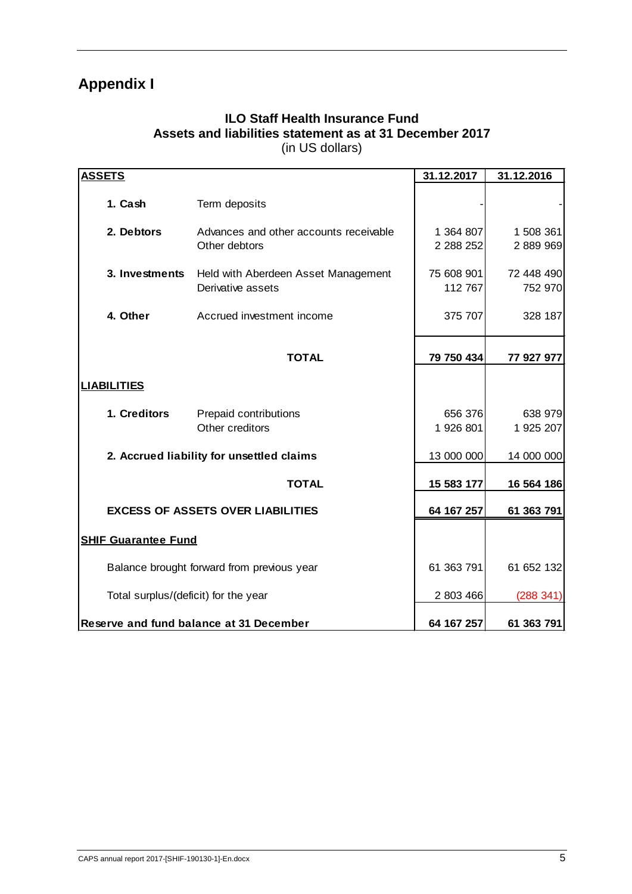# Appendix I

**ILO Staff Health Insurance Fund**
**Assets and liabilities statement as at 31 December 2017**
(in US dollars)

| **ASSETS** | | **31.12.2017** | **31.12.2016** |
|---|---|---|---|
| **1. Cash** | Term deposits | - | - |
| **2. Debtors** | Advances and other accounts receivable | 1 364 807 | 1 508 361 |
| | Other debtors | 2 288 252 | 2 889 969 |
| **3. Investments** | Held with Aberdeen Asset Management | 75 608 901 | 72 448 490 |
| | Derivative assets | 112 767 | 752 970 |
| **4. Other** | Accrued investment income | 375 707 | 328 187 |
| | **TOTAL** | **79 750 434** | **77 927 977** |
| **LIABILITIES** | | | |
| **1. Creditors** | Prepaid contributions | 656 376 | 638 979 |
| | Other creditors | 1 926 801 | 1 925 207 |
| **2. Accrued liability for unsettled claims** | | 13 000 000 | 14 000 000 |
| | **TOTAL** | **15 583 177** | **16 564 186** |
| **EXCESS OF ASSETS OVER LIABILITIES** | | **64 167 257** | **61 363 791** |
| **SHIF Guarantee Fund** | | | |
| Balance brought forward from previous year | | 61 363 791 | 61 652 132 |
| Total surplus/(deficit) for the year | | 2 803 466 | (288 341) |
| **Reserve and fund balance at 31 December** | | **64 167 257** | **61 363 791** |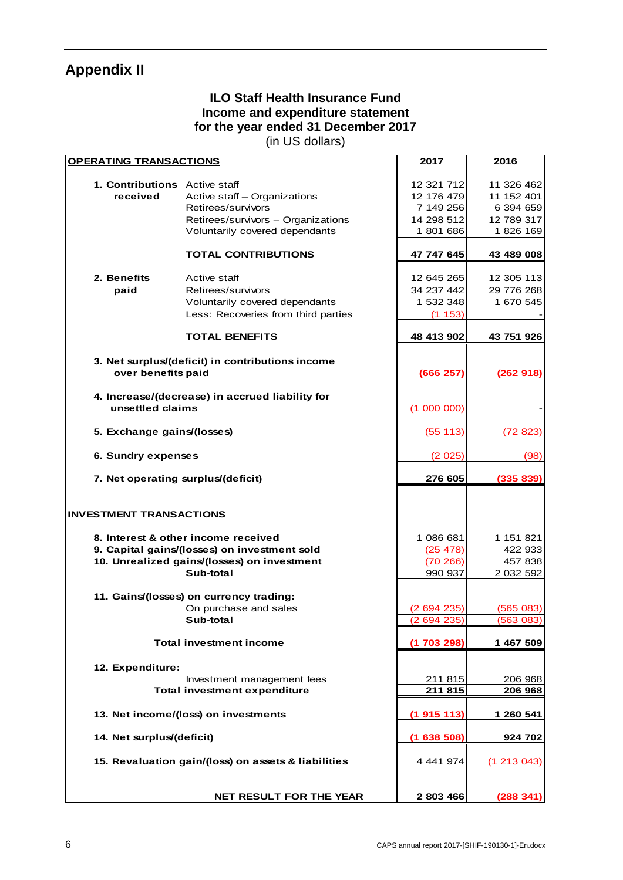## Appendix II

### ILO Staff Health Insurance Fund
### Income and expenditure statement
### for the year ended 31 December 2017
(in US dollars)

| OPERATING TRANSACTIONS | | 2017 | 2016 |
|---|---|---|---|
| **1. Contributions received** | Active staff | 12 321 712 | 11 326 462 |
| | Active staff – Organizations | 12 176 479 | 11 152 401 |
| | Retirees/survivors | 7 149 256 | 6 394 659 |
| | Retirees/survivors – Organizations | 14 298 512 | 12 789 317 |
| | Voluntarily covered dependants | 1 801 686 | 1 826 169 |
| | **TOTAL CONTRIBUTIONS** | **47 747 645** | **43 489 008** |
| **2. Benefits paid** | Active staff | 12 645 265 | 12 305 113 |
| | Retirees/survivors | 34 237 442 | 29 776 268 |
| | Voluntarily covered dependants | 1 532 348 | 1 670 545 |
| | Less: Recoveries from third parties | (1 153) | - |
| | **TOTAL BENEFITS** | **48 413 902** | **43 751 926** |
| **3. Net surplus/(deficit) in contributions income over benefits paid** | | **(666 257)** | **(262 918)** |
| **4. Increase/(decrease) in accrued liability for unsettled claims** | | (1 000 000) | - |
| **5. Exchange gains/(losses)** | | (55 113) | (72 823) |
| **6. Sundry expenses** | | (2 025) | (98) |
| **7. Net operating surplus/(deficit)** | | **276 605** | **(335 839)** |
| **INVESTMENT TRANSACTIONS** | | | |
| **8. Interest & other income received** | | 1 086 681 | 1 151 821 |
| **9. Capital gains/(losses) on investment sold** | | (25 478) | 422 933 |
| **10. Unrealized gains/(losses) on investment** | | (70 266) | 457 838 |
| | **Sub-total** | 990 937 | 2 032 592 |
| **11. Gains/(losses) on currency trading:** | | | |
| | On purchase and sales | (2 694 235) | (565 083) |
| | **Sub-total** | (2 694 235) | (563 083) |
| **Total investment income** | | **(1 703 298)** | **1 467 509** |
| **12. Expenditure:** | | | |
| | Investment management fees | 211 815 | 206 968 |
| **Total investment expenditure** | | **211 815** | **206 968** |
| **13. Net income/(loss) on investments** | | **(1 915 113)** | **1 260 541** |
| **14. Net surplus/(deficit)** | | **(1 638 508)** | **924 702** |
| **15. Revaluation gain/(loss) on assets & liabilities** | | 4 441 974 | (1 213 043) |
| **NET RESULT FOR THE YEAR** | | **2 803 466** | **(288 341)** |

CAPS annual report 2017-[SHIF-190130-1]-En.docx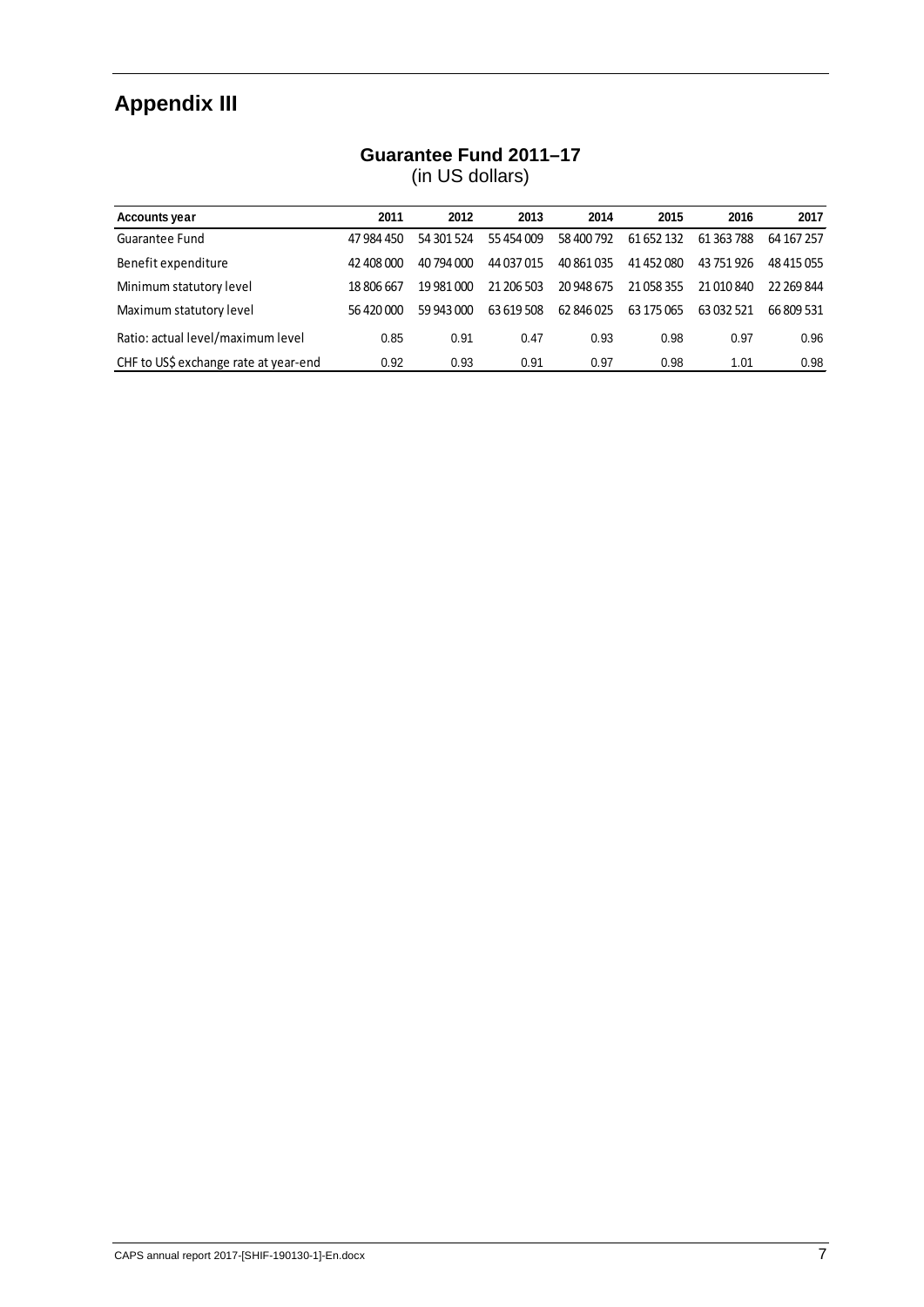# Appendix III

**Guarantee Fund 2011–17**
(in US dollars)

| Accounts year | 2011 | 2012 | 2013 | 2014 | 2015 | 2016 | 2017 |
|---|---|---|---|---|---|---|---|
| Guarantee Fund | 47 984 450 | 54 301 524 | 55 454 009 | 58 400 792 | 61 652 132 | 61 363 788 | 64 167 257 |
| Benefit expenditure | 42 408 000 | 40 794 000 | 44 037 015 | 40 861 035 | 41 452 080 | 43 751 926 | 48 415 055 |
| Minimum statutory level | 18 806 667 | 19 981 000 | 21 206 503 | 20 948 675 | 21 058 355 | 21 010 840 | 22 269 844 |
| Maximum statutory level | 56 420 000 | 59 943 000 | 63 619 508 | 62 846 025 | 63 175 065 | 63 032 521 | 66 809 531 |
| Ratio: actual level/maximum level | 0.85 | 0.91 | 0.47 | 0.93 | 0.98 | 0.97 | 0.96 |
| CHF to US$ exchange rate at year-end | 0.92 | 0.93 | 0.91 | 0.97 | 0.98 | 1.01 | 0.98 |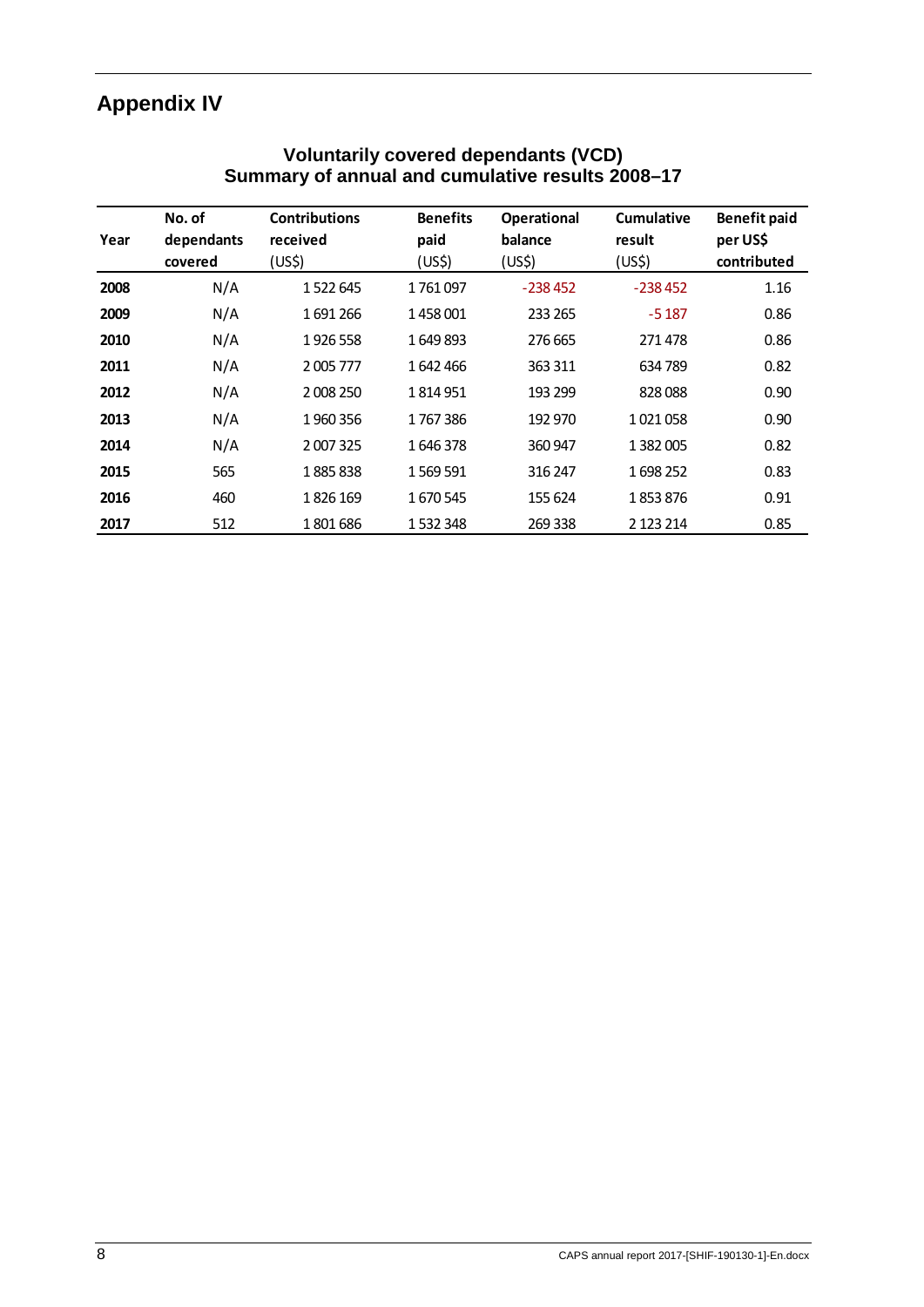# Appendix IV

## Voluntarily covered dependants (VCD)
## Summary of annual and cumulative results 2008–17

| Year | No. of dependants covered | Contributions received (US$) | Benefits paid (US$) | Operational balance (US$) | Cumulative result (US$) | Benefit paid per US$ contributed |
|---|---|---|---|---|---|---|
| **2008** | N/A | 1 522 645 | 1 761 097 | -238 452 | -238 452 | 1.16 |
| **2009** | N/A | 1 691 266 | 1 458 001 | 233 265 | -5 187 | 0.86 |
| **2010** | N/A | 1 926 558 | 1 649 893 | 276 665 | 271 478 | 0.86 |
| **2011** | N/A | 2 005 777 | 1 642 466 | 363 311 | 634 789 | 0.82 |
| **2012** | N/A | 2 008 250 | 1 814 951 | 193 299 | 828 088 | 0.90 |
| **2013** | N/A | 1 960 356 | 1 767 386 | 192 970 | 1 021 058 | 0.90 |
| **2014** | N/A | 2 007 325 | 1 646 378 | 360 947 | 1 382 005 | 0.82 |
| **2015** | 565 | 1 885 838 | 1 569 591 | 316 247 | 1 698 252 | 0.83 |
| **2016** | 460 | 1 826 169 | 1 670 545 | 155 624 | 1 853 876 | 0.91 |
| **2017** | 512 | 1 801 686 | 1 532 348 | 269 338 | 2 123 214 | 0.85 |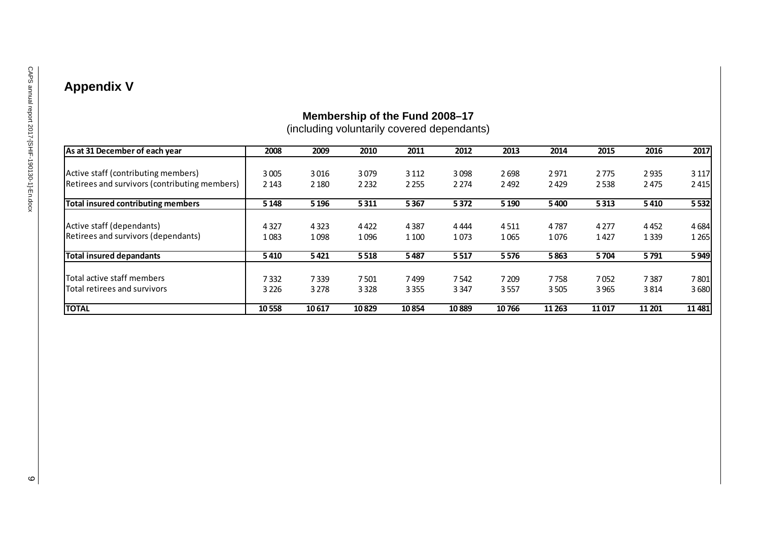## Appendix V

**Membership of the Fund 2008–17**
(including voluntarily covered dependants)

| As at 31 December of each year | 2008 | 2009 | 2010 | 2011 | 2012 | 2013 | 2014 | 2015 | 2016 | 2017 |
|---|---|---|---|---|---|---|---|---|---|---|
| Active staff (contributing members) | 3 005 | 3 016 | 3 079 | 3 112 | 3 098 | 2 698 | 2 971 | 2 775 | 2 935 | 3 117 |
| Retirees and survivors (contributing members) | 2 143 | 2 180 | 2 232 | 2 255 | 2 274 | 2 492 | 2 429 | 2 538 | 2 475 | 2 415 |
| **Total insured contributing members** | **5 148** | **5 196** | **5 311** | **5 367** | **5 372** | **5 190** | **5 400** | **5 313** | **5 410** | **5 532** |
| Active staff (dependants) | 4 327 | 4 323 | 4 422 | 4 387 | 4 444 | 4 511 | 4 787 | 4 277 | 4 452 | 4 684 |
| Retirees and survivors (dependants) | 1 083 | 1 098 | 1 096 | 1 100 | 1 073 | 1 065 | 1 076 | 1 427 | 1 339 | 1 265 |
| **Total insured depandants** | **5 410** | **5 421** | **5 518** | **5 487** | **5 517** | **5 576** | **5 863** | **5 704** | **5 791** | **5 949** |
| Total active staff members | 7 332 | 7 339 | 7 501 | 7 499 | 7 542 | 7 209 | 7 758 | 7 052 | 7 387 | 7 801 |
| Total retirees and survivors | 3 226 | 3 278 | 3 328 | 3 355 | 3 347 | 3 557 | 3 505 | 3 965 | 3 814 | 3 680 |
| **TOTAL** | **10 558** | **10 617** | **10 829** | **10 854** | **10 889** | **10 766** | **11 263** | **11 017** | **11 201** | **11 481** |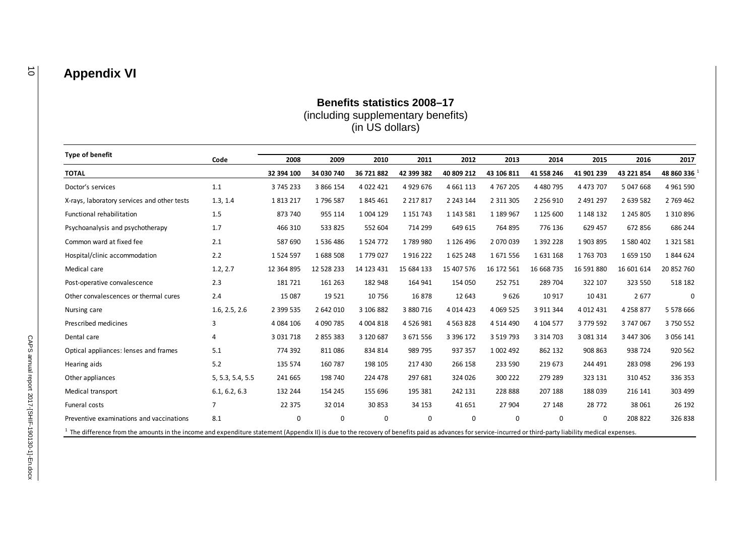## Appendix VI

**Benefits statistics 2008–17**
(including supplementary benefits)
(in US dollars)

| Type of benefit | Code | 2008 | 2009 | 2010 | 2011 | 2012 | 2013 | 2014 | 2015 | 2016 | 2017 |
|---|---|---|---|---|---|---|---|---|---|---|---|
| **TOTAL** | | **32 394 100** | **34 030 740** | **36 721 882** | **42 399 382** | **40 809 212** | **43 106 811** | **41 558 246** | **41 901 239** | **43 221 854** | **48 860 336** [1] |
| Doctor's services | 1.1 | 3 745 233 | 3 866 154 | 4 022 421 | 4 929 676 | 4 661 113 | 4 767 205 | 4 480 795 | 4 473 707 | 5 047 668 | 4 961 590 |
| X-rays, laboratory services and other tests | 1.3, 1.4 | 1 813 217 | 1 796 587 | 1 845 461 | 2 217 817 | 2 243 144 | 2 311 305 | 2 256 910 | 2 491 297 | 2 639 582 | 2 769 462 |
| Functional rehabilitation | 1.5 | 873 740 | 955 114 | 1 004 129 | 1 151 743 | 1 143 581 | 1 189 967 | 1 125 600 | 1 148 132 | 1 245 805 | 1 310 896 |
| Psychoanalysis and psychotherapy | 1.7 | 466 310 | 533 825 | 552 604 | 714 299 | 649 615 | 764 895 | 776 136 | 629 457 | 672 856 | 686 244 |
| Common ward at fixed fee | 2.1 | 587 690 | 1 536 486 | 1 524 772 | 1 789 980 | 1 126 496 | 2 070 039 | 1 392 228 | 1 903 895 | 1 580 402 | 1 321 581 |
| Hospital/clinic accommodation | 2.2 | 1 524 597 | 1 688 508 | 1 779 027 | 1 916 222 | 1 625 248 | 1 671 556 | 1 631 168 | 1 763 703 | 1 659 150 | 1 844 624 |
| Medical care | 1.2, 2.7 | 12 364 895 | 12 528 233 | 14 123 431 | 15 684 133 | 15 407 576 | 16 172 561 | 16 668 735 | 16 591 880 | 16 601 614 | 20 852 760 |
| Post-operative convalescence | 2.3 | 181 721 | 161 263 | 182 948 | 164 941 | 154 050 | 252 751 | 289 704 | 322 107 | 323 550 | 518 182 |
| Other convalescences or thermal cures | 2.4 | 15 087 | 19 521 | 10 756 | 16 878 | 12 643 | 9 626 | 10 917 | 10 431 | 2 677 | 0 |
| Nursing care | 1.6, 2.5, 2.6 | 2 399 535 | 2 642 010 | 3 106 882 | 3 880 716 | 4 014 423 | 4 069 525 | 3 911 344 | 4 012 431 | 4 258 877 | 5 578 666 |
| Prescribed medicines | 3 | 4 084 106 | 4 090 785 | 4 004 818 | 4 526 981 | 4 563 828 | 4 514 490 | 4 104 577 | 3 779 592 | 3 747 067 | 3 750 552 |
| Dental care | 4 | 3 031 718 | 2 855 383 | 3 120 687 | 3 671 556 | 3 396 172 | 3 519 793 | 3 314 703 | 3 081 314 | 3 447 306 | 3 056 141 |
| Optical appliances: lenses and frames | 5.1 | 774 392 | 811 086 | 834 814 | 989 795 | 937 357 | 1 002 492 | 862 132 | 908 863 | 938 724 | 920 562 |
| Hearing aids | 5.2 | 135 574 | 160 787 | 198 105 | 217 430 | 266 158 | 233 590 | 219 673 | 244 491 | 283 098 | 296 193 |
| Other appliances | 5, 5.3, 5.4, 5.5 | 241 665 | 198 740 | 224 478 | 297 681 | 324 026 | 300 222 | 279 289 | 323 131 | 310 452 | 336 353 |
| Medical transport | 6.1, 6.2, 6.3 | 132 244 | 154 245 | 155 696 | 195 381 | 242 131 | 228 888 | 207 188 | 188 039 | 216 141 | 303 499 |
| Funeral costs | 7 | 22 375 | 32 014 | 30 853 | 34 153 | 41 651 | 27 904 | 27 148 | 28 772 | 38 061 | 26 192 |
| Preventive examinations and vaccinations | 8.1 | 0 | 0 | 0 | 0 | 0 | 0 | 0 | 0 | 208 822 | 326 838 |

[1] The difference from the amounts in the income and expenditure statement (Appendix II) is due to the recovery of benefits paid as advances for service-incurred or third-party liability medical expenses.